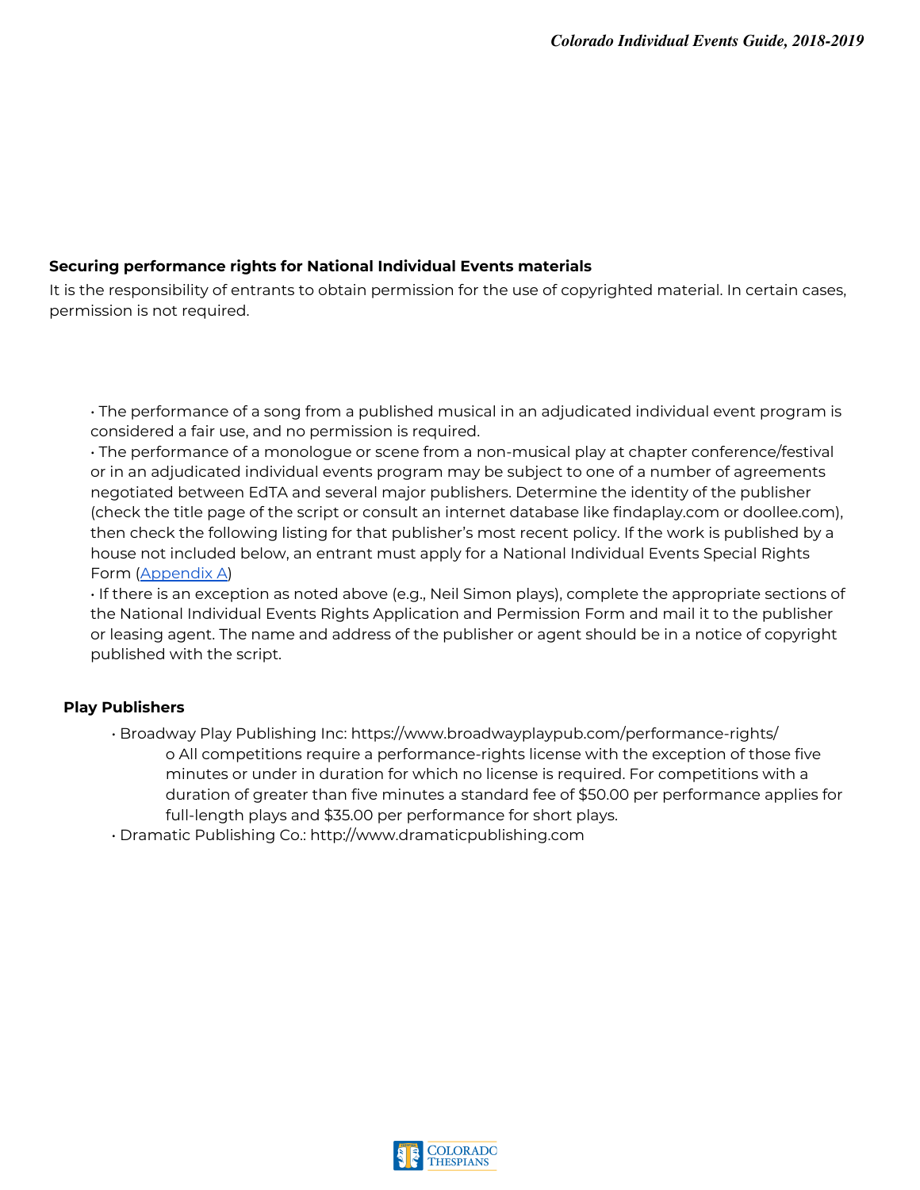**Securing performance rights for National Individual Events materials**

It is the responsibility of entrants to obtain permission for the use of copyrighted material. In certain cases, permission is not required.

- The performance of a song from a published musical in an adjudicated individual event program is considered a fair use, and no permission is required.
- The performance of a monologue or scene from a non-musical play at chapter conference/festival or in an adjudicated individual events program may be subject to one of a number of agreements negotiated between EdTA and several major publishers. Determine the identity of the publisher (check the title page of the script or consult an internet database like findaplay.com or doollee.com), then check the following listing for that publisher's most recent policy. If the work is published by a house not included below, an entrant must apply for a National Individual Events Special Rights Form (Appendix A)
- If there is an exception as noted above (e.g., Neil Simon plays), complete the appropriate sections of the National Individual Events Rights Application and Permission Form and mail it to the publisher or leasing agent. The name and address of the publisher or agent should be in a notice of copyright published with the script.

**Play Publishers**

- Broadway Play Publishing Inc: https://www.broadwayplaypub.com/performance-rights/
  - All competitions require a performance-rights license with the exception of those five minutes or under in duration for which no license is required. For competitions with a duration of greater than five minutes a standard fee of $50.00 per performance applies for full-length plays and $35.00 per performance for short plays.
- Dramatic Publishing Co.: http://www.dramaticpublishing.com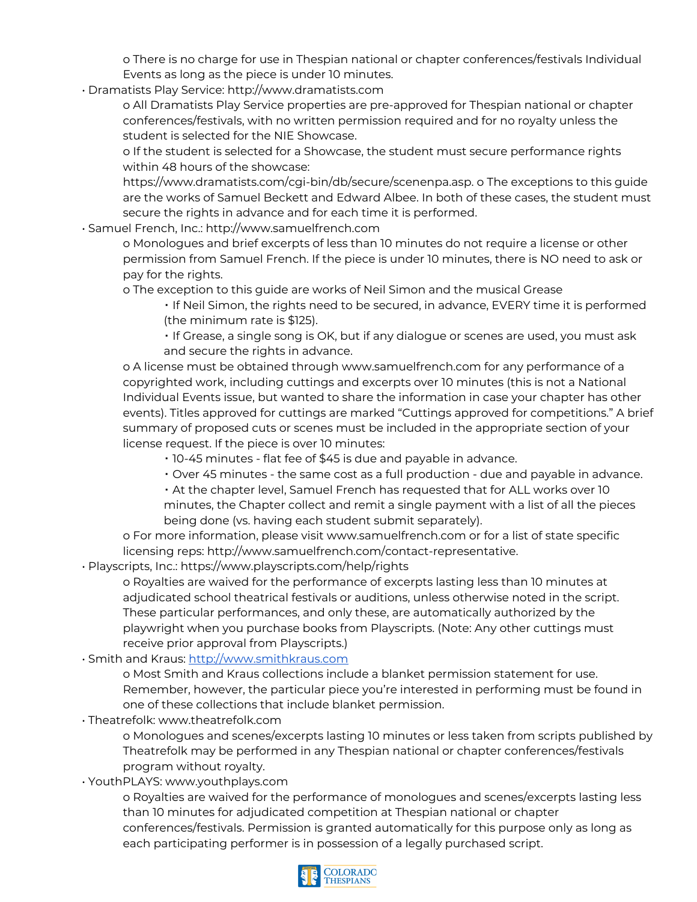- There is no charge for use in Thespian national or chapter conferences/festivals Individual Events as long as the piece is under 10 minutes.

- Dramatists Play Service: http://www.dramatists.com
  - All Dramatists Play Service properties are pre-approved for Thespian national or chapter conferences/festivals, with no written permission required and for no royalty unless the student is selected for the NIE Showcase.
  - If the student is selected for a Showcase, the student must secure performance rights within 48 hours of the showcase: https://www.dramatists.com/cgi-bin/db/secure/scenenpa.asp. o The exceptions to this guide are the works of Samuel Beckett and Edward Albee. In both of these cases, the student must secure the rights in advance and for each time it is performed.
- Samuel French, Inc.: http://www.samuelfrench.com
  - Monologues and brief excerpts of less than 10 minutes do not require a license or other permission from Samuel French. If the piece is under 10 minutes, there is NO need to ask or pay for the rights.
  - The exception to this guide are works of Neil Simon and the musical Grease
    - If Neil Simon, the rights need to be secured, in advance, EVERY time it is performed (the minimum rate is $125).
    - If Grease, a single song is OK, but if any dialogue or scenes are used, you must ask and secure the rights in advance.
  - A license must be obtained through www.samuelfrench.com for any performance of a copyrighted work, including cuttings and excerpts over 10 minutes (this is not a National Individual Events issue, but wanted to share the information in case your chapter has other events). Titles approved for cuttings are marked "Cuttings approved for competitions." A brief summary of proposed cuts or scenes must be included in the appropriate section of your license request. If the piece is over 10 minutes:
    - 10-45 minutes - flat fee of $45 is due and payable in advance.
    - Over 45 minutes - the same cost as a full production - due and payable in advance.
    - At the chapter level, Samuel French has requested that for ALL works over 10 minutes, the Chapter collect and remit a single payment with a list of all the pieces being done (vs. having each student submit separately).
  - For more information, please visit www.samuelfrench.com or for a list of state specific licensing reps: http://www.samuelfrench.com/contact-representative.
- Playscripts, Inc.: https://www.playscripts.com/help/rights
  - Royalties are waived for the performance of excerpts lasting less than 10 minutes at adjudicated school theatrical festivals or auditions, unless otherwise noted in the script. These particular performances, and only these, are automatically authorized by the playwright when you purchase books from Playscripts. (Note: Any other cuttings must receive prior approval from Playscripts.)
- Smith and Kraus: http://www.smithkraus.com
  - Most Smith and Kraus collections include a blanket permission statement for use. Remember, however, the particular piece you're interested in performing must be found in one of these collections that include blanket permission.
- Theatrefolk: www.theatrefolk.com
  - Monologues and scenes/excerpts lasting 10 minutes or less taken from scripts published by Theatrefolk may be performed in any Thespian national or chapter conferences/festivals program without royalty.
- YouthPLAYS: www.youthplays.com
  - Royalties are waived for the performance of monologues and scenes/excerpts lasting less than 10 minutes for adjudicated competition at Thespian national or chapter conferences/festivals. Permission is granted automatically for this purpose only as long as each participating performer is in possession of a legally purchased script.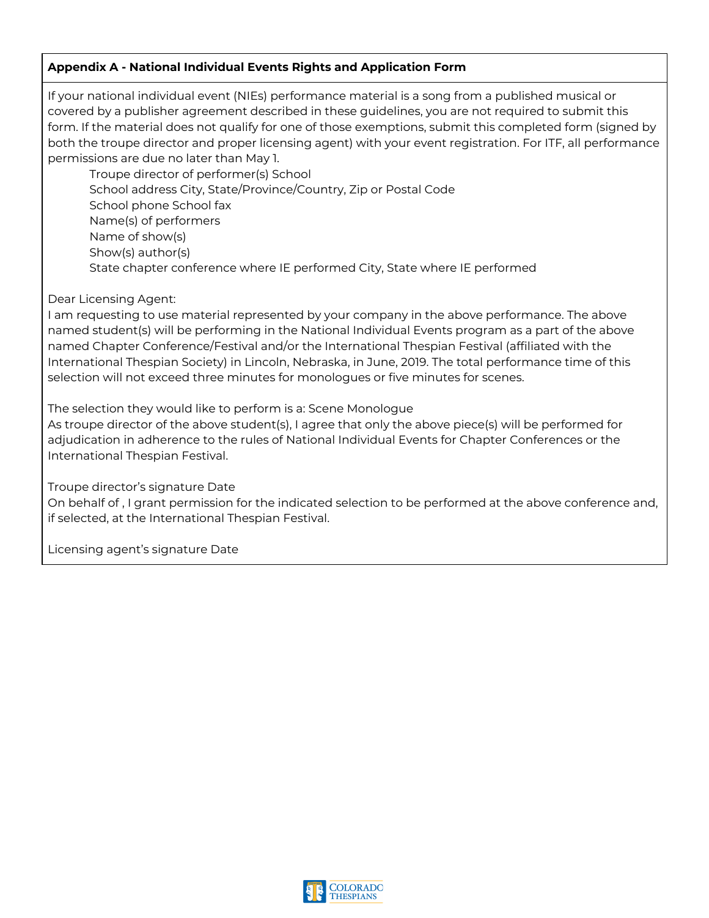**Appendix A - National Individual Events Rights and Application Form**

If your national individual event (NIEs) performance material is a song from a published musical or covered by a publisher agreement described in these guidelines, you are not required to submit this form. If the material does not qualify for one of those exemptions, submit this completed form (signed by both the troupe director and proper licensing agent) with your event registration. For ITF, all performance permissions are due no later than May 1.

Troupe director of performer(s) School

School address City, State/Province/Country, Zip or Postal Code

School phone School fax

Name(s) of performers

Name of show(s)

Show(s) author(s)

State chapter conference where IE performed City, State where IE performed

Dear Licensing Agent:

I am requesting to use material represented by your company in the above performance. The above named student(s) will be performing in the National Individual Events program as a part of the above named Chapter Conference/Festival and/or the International Thespian Festival (affiliated with the International Thespian Society) in Lincoln, Nebraska, in June, 2019. The total performance time of this selection will not exceed three minutes for monologues or five minutes for scenes.

The selection they would like to perform is a: Scene Monologue

As troupe director of the above student(s), I agree that only the above piece(s) will be performed for adjudication in adherence to the rules of National Individual Events for Chapter Conferences or the International Thespian Festival.

Troupe director's signature Date

On behalf of , I grant permission for the indicated selection to be performed at the above conference and, if selected, at the International Thespian Festival.

Licensing agent's signature Date